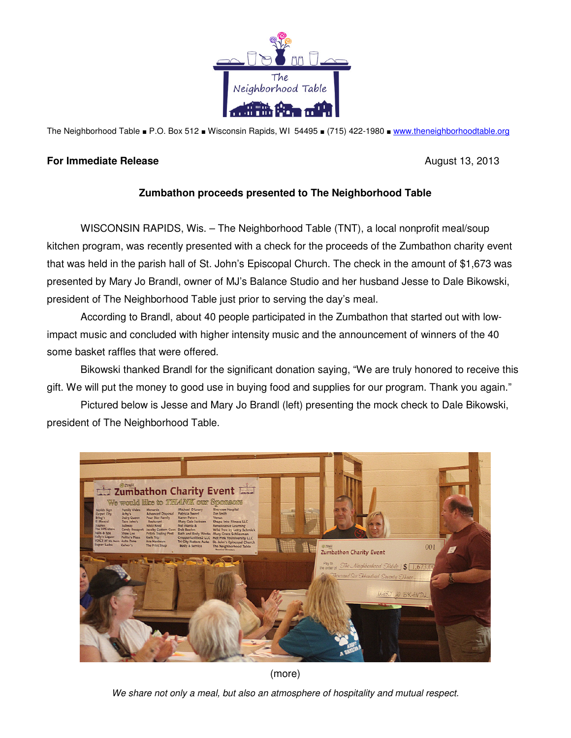The Neighborhood Table ■ P.O. Box 512 ■ Wisconsin Rapids, WI 54495 ■ (715) 422-1980 ■ www.theneighborhoodtable.org

**For Immediate Release** August 13, 2013

**Zumbathon proceeds presented to The Neighborhood Table**

WISCONSIN RAPIDS, Wis. – The Neighborhood Table (TNT), a local nonprofit meal/soup kitchen program, was recently presented with a check for the proceeds of the Zumbathon charity event that was held in the parish hall of St. John's Episcopal Church. The check in the amount of $1,673 was presented by Mary Jo Brandl, owner of MJ's Balance Studio and her husband Jesse to Dale Bikowski, president of The Neighborhood Table just prior to serving the day's meal.

According to Brandl, about 40 people participated in the Zumbathon that started out with low-impact music and concluded with higher intensity music and the announcement of winners of the 40 some basket raffles that were offered.

Bikowski thanked Brandl for the significant donation saying, "We are truly honored to receive this gift. We will put the money to good use in buying food and supplies for our program. Thank you again."

Pictured below is Jesse and Mary Jo Brandl (left) presenting the mock check to Dale Bikowski, president of The Neighborhood Table.

(more)

*We share not only a meal, but also an atmosphere of hospitality and mutual respect.*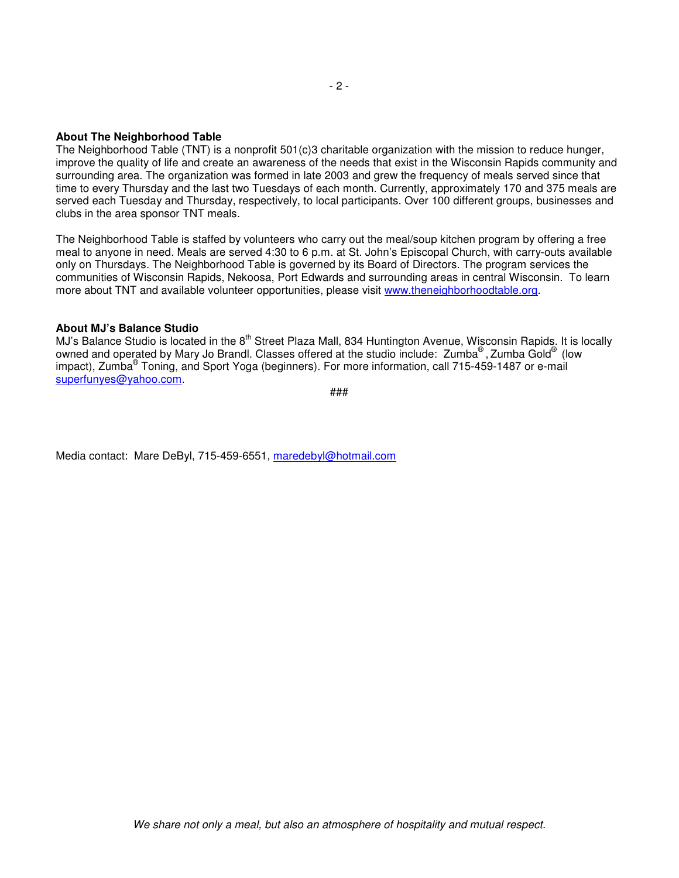**About The Neighborhood Table**

The Neighborhood Table (TNT) is a nonprofit 501(c)3 charitable organization with the mission to reduce hunger, improve the quality of life and create an awareness of the needs that exist in the Wisconsin Rapids community and surrounding area. The organization was formed in late 2003 and grew the frequency of meals served since that time to every Thursday and the last two Tuesdays of each month. Currently, approximately 170 and 375 meals are served each Tuesday and Thursday, respectively, to local participants. Over 100 different groups, businesses and clubs in the area sponsor TNT meals.

The Neighborhood Table is staffed by volunteers who carry out the meal/soup kitchen program by offering a free meal to anyone in need. Meals are served 4:30 to 6 p.m. at St. John's Episcopal Church, with carry-outs available only on Thursdays. The Neighborhood Table is governed by its Board of Directors. The program services the communities of Wisconsin Rapids, Nekoosa, Port Edwards and surrounding areas in central Wisconsin. To learn more about TNT and available volunteer opportunities, please visit www.theneighborhoodtable.org.

**About MJ's Balance Studio**

MJ's Balance Studio is located in the 8th Street Plaza Mall, 834 Huntington Avenue, Wisconsin Rapids. It is locally owned and operated by Mary Jo Brandl. Classes offered at the studio include: Zumba®, Zumba Gold® (low impact), Zumba® Toning, and Sport Yoga (beginners). For more information, call 715-459-1487 or e-mail superfunyes@yahoo.com.

###

Media contact: Mare DeByl, 715-459-6551, maredebyl@hotmail.com

*We share not only a meal, but also an atmosphere of hospitality and mutual respect.*